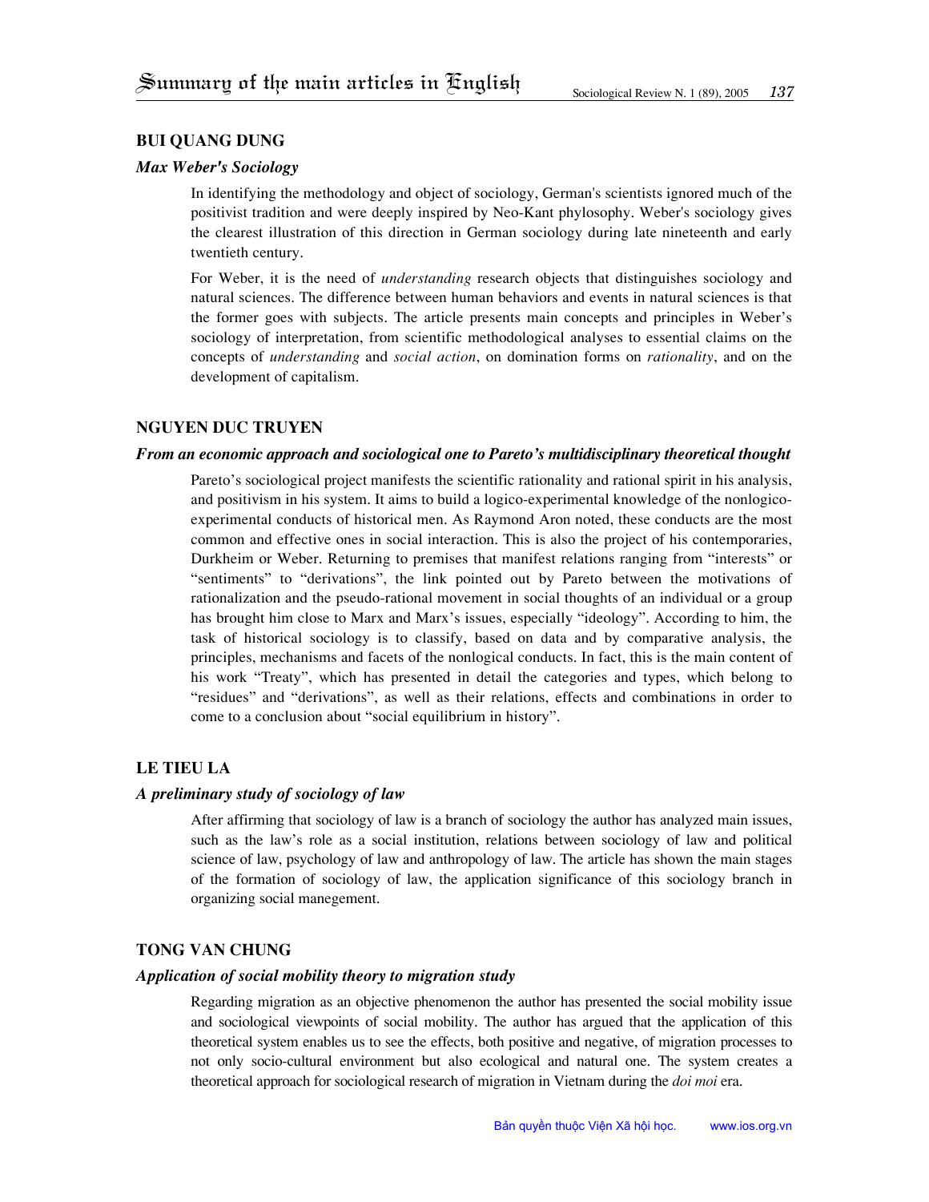# Summary of the main articles in English

## BUI QUANG DUNG

### *Max Weber's Sociology*

In identifying the methodology and object of sociology, German's scientists ignored much of the positivist tradition and were deeply inspired by Neo-Kant phylosophy. Weber's sociology gives the clearest illustration of this direction in German sociology during late nineteenth and early twentieth century.

For Weber, it is the need of *understanding* research objects that distinguishes sociology and natural sciences. The difference between human behaviors and events in natural sciences is that the former goes with subjects. The article presents main concepts and principles in Weber's sociology of interpretation, from scientific methodological analyses to essential claims on the concepts of *understanding* and *social action*, on domination forms on *rationality*, and on the development of capitalism.

## NGUYEN DUC TRUYEN

### *From an economic approach and sociological one to Pareto's multidisciplinary theoretical thought*

Pareto's sociological project manifests the scientific rationality and rational spirit in his analysis, and positivism in his system. It aims to build a logico-experimental knowledge of the nonlogico-experimental conducts of historical men. As Raymond Aron noted, these conducts are the most common and effective ones in social interaction. This is also the project of his contemporaries, Durkheim or Weber. Returning to premises that manifest relations ranging from "interests" or "sentiments" to "derivations", the link pointed out by Pareto between the motivations of rationalization and the pseudo-rational movement in social thoughts of an individual or a group has brought him close to Marx and Marx's issues, especially "ideology". According to him, the task of historical sociology is to classify, based on data and by comparative analysis, the principles, mechanisms and facets of the nonlogical conducts. In fact, this is the main content of his work "Treaty", which has presented in detail the categories and types, which belong to "residues" and "derivations", as well as their relations, effects and combinations in order to come to a conclusion about "social equilibrium in history".

## LE TIEU LA

### *A preliminary study of sociology of law*

After affirming that sociology of law is a branch of sociology the author has analyzed main issues, such as the law's role as a social institution, relations between sociology of law and political science of law, psychology of law and anthropology of law. The article has shown the main stages of the formation of sociology of law, the application significance of this sociology branch in organizing social manegement.

## TONG VAN CHUNG

### *Application of social mobility theory to migration study*

Regarding migration as an objective phenomenon the author has presented the social mobility issue and sociological viewpoints of social mobility. The author has argued that the application of this theoretical system enables us to see the effects, both positive and negative, of migration processes to not only socio-cultural environment but also ecological and natural one. The system creates a theoretical approach for sociological research of migration in Vietnam during the *doi moi* era.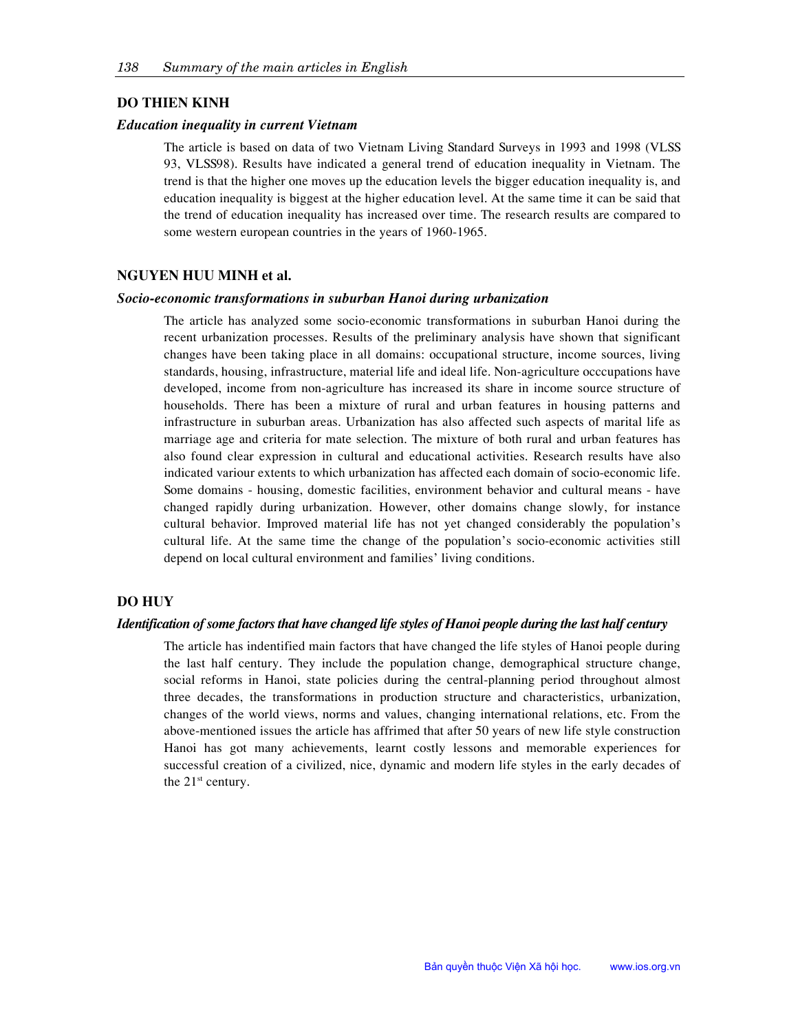**DO THIEN KINH**

***Education inequality in current Vietnam***

The article is based on data of two Vietnam Living Standard Surveys in 1993 and 1998 (VLSS 93, VLSS98). Results have indicated a general trend of education inequality in Vietnam. The trend is that the higher one moves up the education levels the bigger education inequality is, and education inequality is biggest at the higher education level. At the same time it can be said that the trend of education inequality has increased over time. The research results are compared to some western european countries in the years of 1960-1965.

**NGUYEN HUU MINH et al.**

***Socio-economic transformations in suburban Hanoi during urbanization***

The article has analyzed some socio-economic transformations in suburban Hanoi during the recent urbanization processes. Results of the preliminary analysis have shown that significant changes have been taking place in all domains: occupational structure, income sources, living standards, housing, infrastructure, material life and ideal life. Non-agriculture occcupations have developed, income from non-agriculture has increased its share in income source structure of households. There has been a mixture of rural and urban features in housing patterns and infrastructure in suburban areas. Urbanization has also affected such aspects of marital life as marriage age and criteria for mate selection. The mixture of both rural and urban features has also found clear expression in cultural and educational activities. Research results have also indicated variour extents to which urbanization has affected each domain of socio-economic life. Some domains - housing, domestic facilities, environment behavior and cultural means - have changed rapidly during urbanization. However, other domains change slowly, for instance cultural behavior. Improved material life has not yet changed considerably the population's cultural life. At the same time the change of the population's socio-economic activities still depend on local cultural environment and families' living conditions.

**DO HUY**

***Identification of some factors that have changed life styles of Hanoi people during the last half century***

The article has indentified main factors that have changed the life styles of Hanoi people during the last half century. They include the population change, demographical structure change, social reforms in Hanoi, state policies during the central-planning period throughout almost three decades, the transformations in production structure and characteristics, urbanization, changes of the world views, norms and values, changing international relations, etc. From the above-mentioned issues the article has affrimed that after 50 years of new life style construction Hanoi has got many achievements, learnt costly lessons and memorable experiences for successful creation of a civilized, nice, dynamic and modern life styles in the early decades of the 21st century.